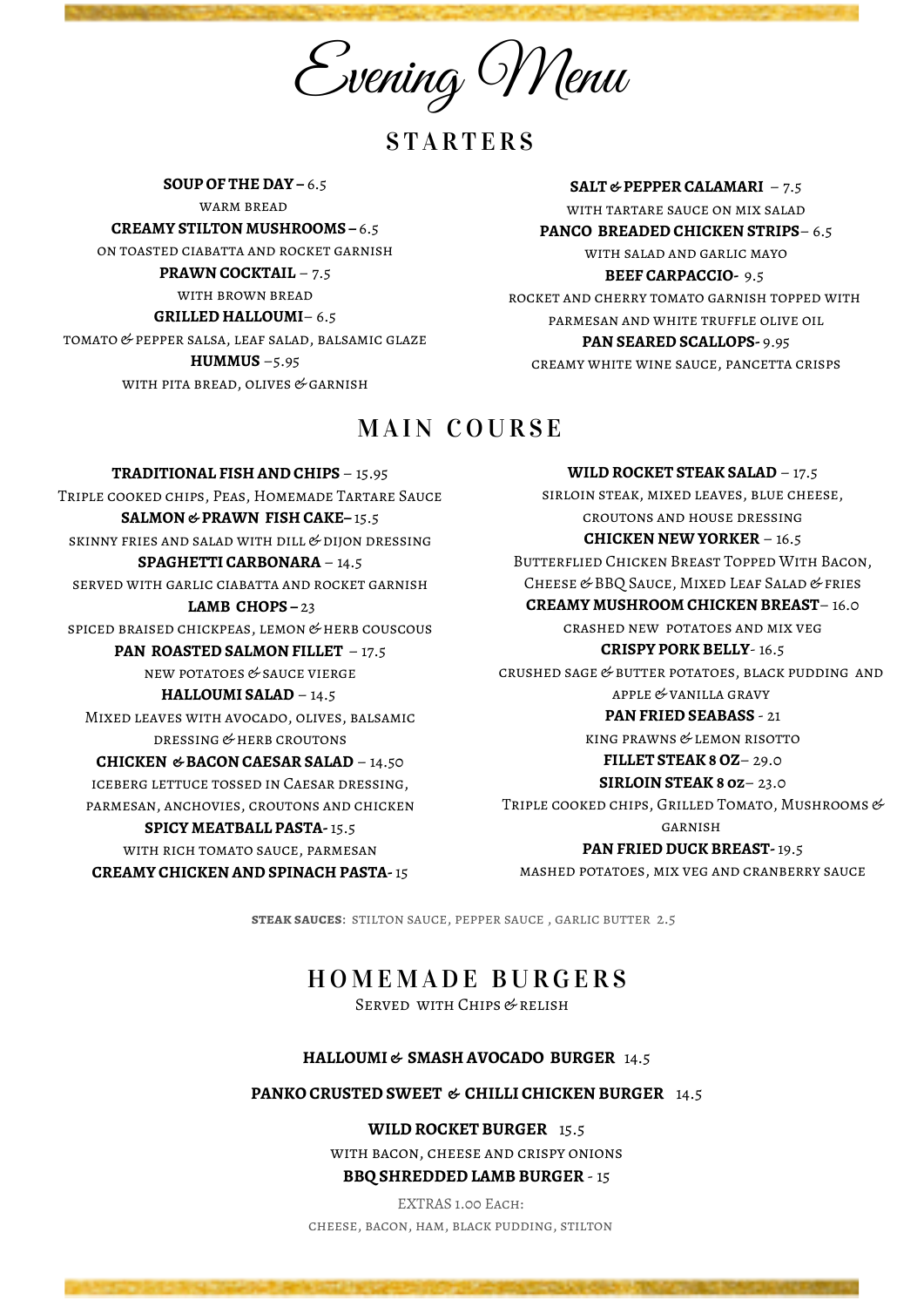# Evening Menu

## STARTERS

**SOUP OF THE DAY –** 6.5
warm bread

**CREAMY STILTON MUSHROOMS –** 6.5
on toasted ciabatta and rocket garnish

**PRAWN COCKTAIL** – 7.5
with brown bread

**GRILLED HALLOUMI**– 6.5
tomato & pepper salsa, leaf salad, balsamic glaze

**HUMMUS** –5.95
with pita bread, olives & garnish

**SALT & PEPPER CALAMARI** – 7.5
with tartare sauce on mix salad

**PANCO BREADED CHICKEN STRIPS**– 6.5
with salad and garlic mayo

**BEEF CARPACCIO-** 9.5
rocket and cherry tomato garnish topped with parmesan and white truffle olive oil

**PAN SEARED SCALLOPS-** 9.95
creamy white wine sauce, pancetta crisps

## MAIN COURSE

**TRADITIONAL FISH AND CHIPS** – 15.95
Triple cooked chips, Peas, Homemade Tartare Sauce

**SALMON & PRAWN FISH CAKE–** 15.5
skinny fries and salad with dill & dijon dressing

**SPAGHETTI CARBONARA** – 14.5
served with garlic ciabatta and rocket garnish

**LAMB CHOPS –** 23
spiced braised chickpeas, lemon & herb couscous

**PAN ROASTED SALMON FILLET** – 17.5
new potatoes & sauce vierge

**HALLOUMI SALAD** – 14.5
Mixed leaves with avocado, olives, balsamic dressing & herb croutons

**CHICKEN & BACON CAESAR SALAD** – 14.50
iceberg lettuce tossed in Caesar dressing, parmesan, anchovies, croutons and chicken

**SPICY MEATBALL PASTA-** 15.5
with rich tomato sauce, parmesan

**CREAMY CHICKEN AND SPINACH PASTA-** 15

**WILD ROCKET STEAK SALAD** – 17.5
sirloin steak, mixed leaves, blue cheese, croutons and house dressing

**CHICKEN NEW YORKER** – 16.5
Butterflied Chicken Breast Topped With Bacon, Cheese & BBQ Sauce, Mixed Leaf Salad & fries

**CREAMY MUSHROOM CHICKEN BREAST**– 16.0
crashed new potatoes and mix veg

**CRISPY PORK BELLY**- 16.5
crushed sage & butter potatoes, black pudding and apple & vanilla gravy

**PAN FRIED SEABASS** - 21
king prawns & lemon risotto

**FILLET STEAK 8 OZ**– 29.0

**SIRLOIN STEAK 8 oz**– 23.0
Triple cooked chips, Grilled Tomato, Mushrooms & garnish

**PAN FRIED DUCK BREAST-** 19.5
mashed potatoes, mix veg and cranberry sauce

**STEAK SAUCES**: stilton sauce, pepper sauce , garlic butter 2.5

## HOMEMADE BURGERS

Served with Chips & relish

**HALLOUMI & SMASH AVOCADO BURGER** 14.5

**PANKO CRUSTED SWEET & CHILLI CHICKEN BURGER** 14.5

**WILD ROCKET BURGER** 15.5
with bacon, cheese and crispy onions

**BBQ SHREDDED LAMB BURGER** - 15

EXTRAS 1.00 Each:
cheese, bacon, ham, black pudding, stilton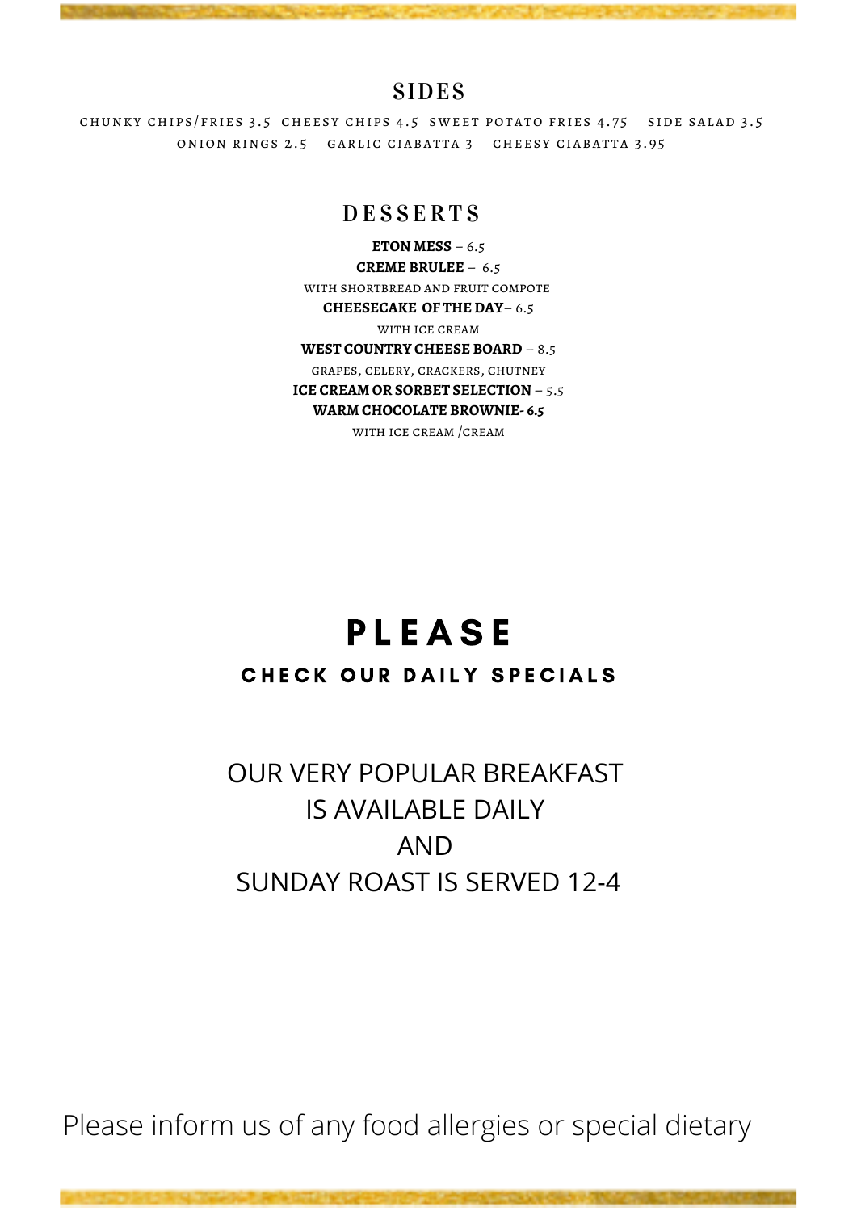## SIDES

CHUNKY CHIPS/FRIES 3.5 CHEESY CHIPS 4.5 SWEET POTATO FRIES 4.75 SIDE SALAD 3.5
ONION RINGS 2.5 GARLIC CIABATTA 3 CHEESY CIABATTA 3.95

## DESSERTS

**ETON MESS** – 6.5

**CREME BRULEE** – 6.5
WITH SHORTBREAD AND FRUIT COMPOTE

**CHEESECAKE OF THE DAY**– 6.5
WITH ICE CREAM

**WEST COUNTRY CHEESE BOARD** – 8.5
GRAPES, CELERY, CRACKERS, CHUTNEY

**ICE CREAM OR SORBET SELECTION** – 5.5

**WARM CHOCOLATE BROWNIE- 6.5**
WITH ICE CREAM /CREAM

# PLEASE

### CHECK OUR DAILY SPECIALS

OUR VERY POPULAR BREAKFAST
IS AVAILABLE DAILY
AND
SUNDAY ROAST IS SERVED 12-4

Please inform us of any food allergies or special dietary